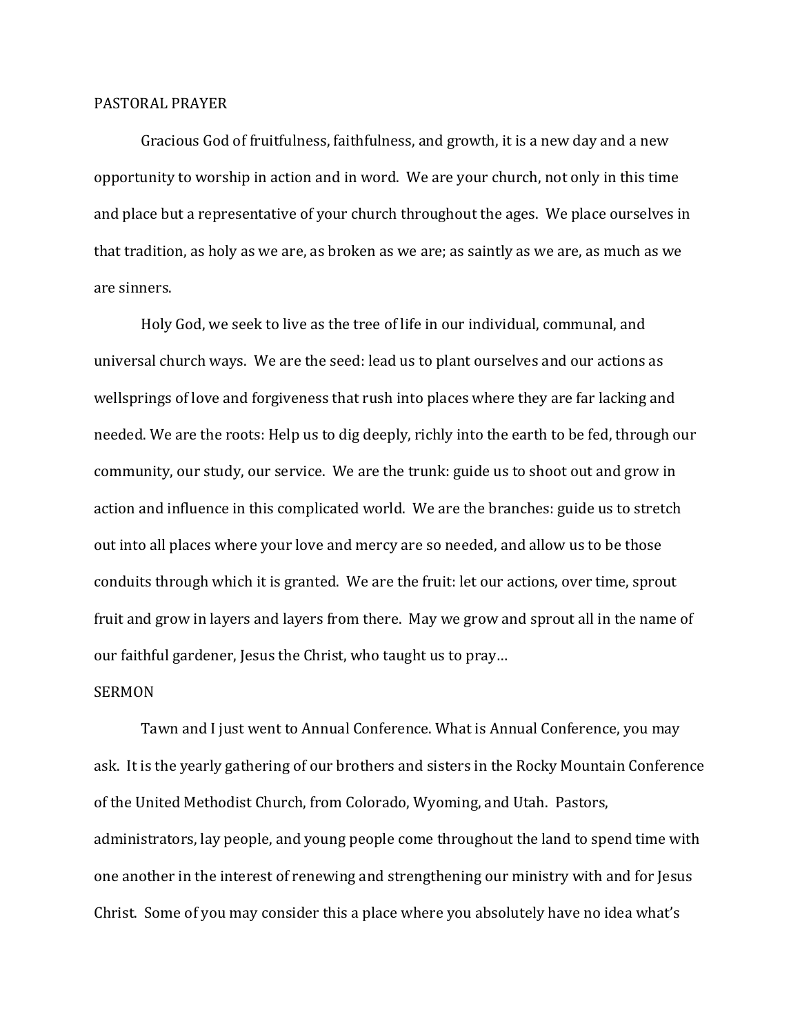## PASTORAL PRAYER

Gracious God of fruitfulness, faithfulness, and growth, it is a new day and a new opportunity to worship in action and in word. We are your church, not only in this time and place but a representative of your church throughout the ages. We place ourselves in that tradition, as holy as we are, as broken as we are; as saintly as we are, as much as we are sinners.

Holy God, we seek to live as the tree of life in our individual, communal, and universal church ways. We are the seed: lead us to plant ourselves and our actions as wellsprings of love and forgiveness that rush into places where they are far lacking and needed. We are the roots: Help us to dig deeply, richly into the earth to be fed, through our community, our study, our service. We are the trunk: guide us to shoot out and grow in action and influence in this complicated world. We are the branches: guide us to stretch out into all places where your love and mercy are so needed, and allow us to be those conduits through which it is granted. We are the fruit: let our actions, over time, sprout fruit and grow in layers and layers from there. May we grow and sprout all in the name of our faithful gardener, Jesus the Christ, who taught us to pray…

## SERMON

Tawn and I just went to Annual Conference. What is Annual Conference, you may ask. It is the yearly gathering of our brothers and sisters in the Rocky Mountain Conference of the United Methodist Church, from Colorado, Wyoming, and Utah. Pastors, administrators, lay people, and young people come throughout the land to spend time with one another in the interest of renewing and strengthening our ministry with and for Jesus Christ. Some of you may consider this a place where you absolutely have no idea what's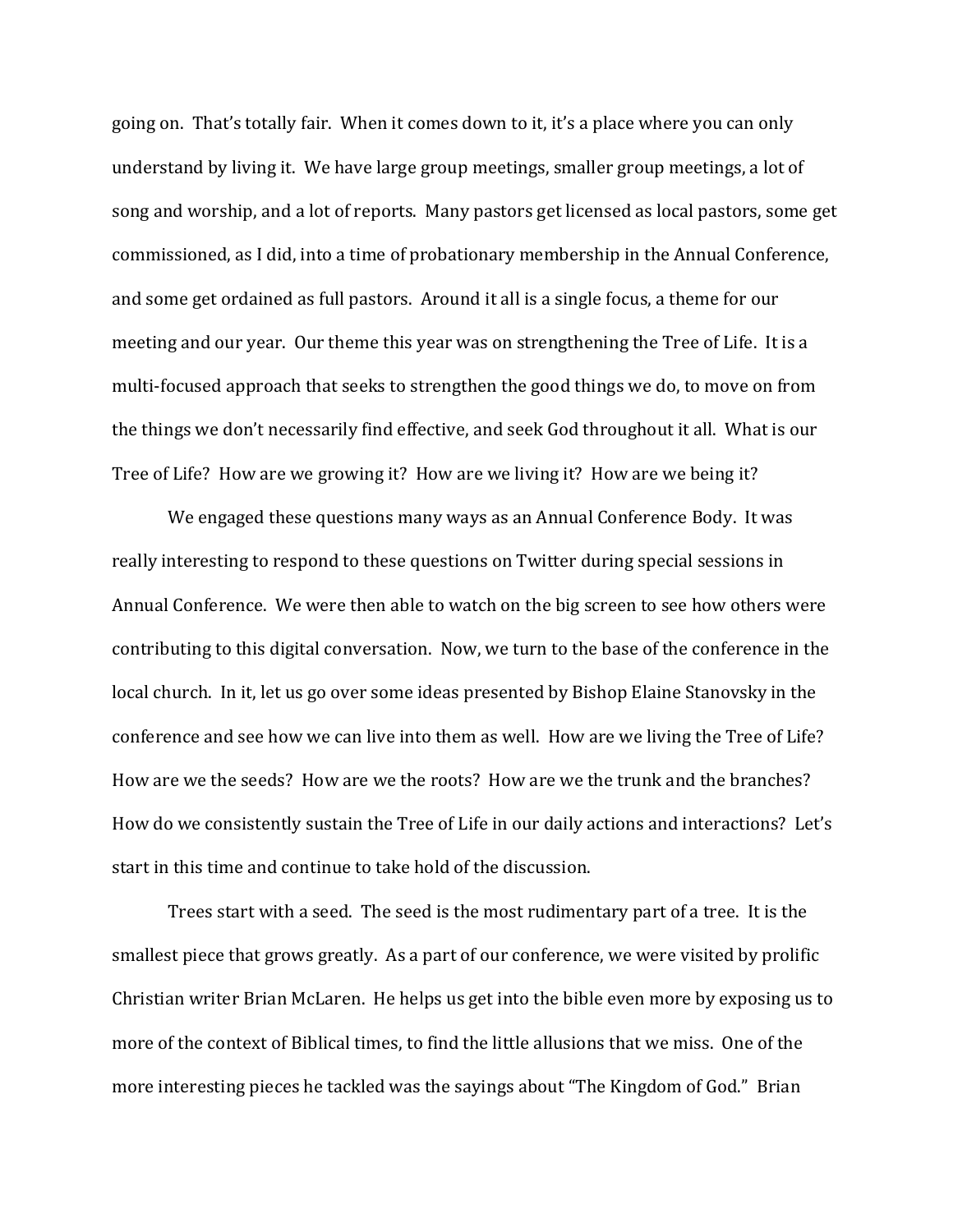going on. That's totally fair. When it comes down to it, it's a place where you can only understand by living it. We have large group meetings, smaller group meetings, a lot of song and worship, and a lot of reports. Many pastors get licensed as local pastors, some get commissioned, as I did, into a time of probationary membership in the Annual Conference, and some get ordained as full pastors. Around it all is a single focus, a theme for our meeting and our year. Our theme this year was on strengthening the Tree of Life. It is a multi-focused approach that seeks to strengthen the good things we do, to move on from the things we don't necessarily find effective, and seek God throughout it all. What is our Tree of Life? How are we growing it? How are we living it? How are we being it?

We engaged these questions many ways as an Annual Conference Body. It was really interesting to respond to these questions on Twitter during special sessions in Annual Conference. We were then able to watch on the big screen to see how others were contributing to this digital conversation. Now, we turn to the base of the conference in the local church. In it, let us go over some ideas presented by Bishop Elaine Stanovsky in the conference and see how we can live into them as well. How are we living the Tree of Life? How are we the seeds? How are we the roots? How are we the trunk and the branches? How do we consistently sustain the Tree of Life in our daily actions and interactions? Let's start in this time and continue to take hold of the discussion.

Trees start with a seed. The seed is the most rudimentary part of a tree. It is the smallest piece that grows greatly. As a part of our conference, we were visited by prolific Christian writer Brian McLaren. He helps us get into the bible even more by exposing us to more of the context of Biblical times, to find the little allusions that we miss. One of the more interesting pieces he tackled was the sayings about "The Kingdom of God." Brian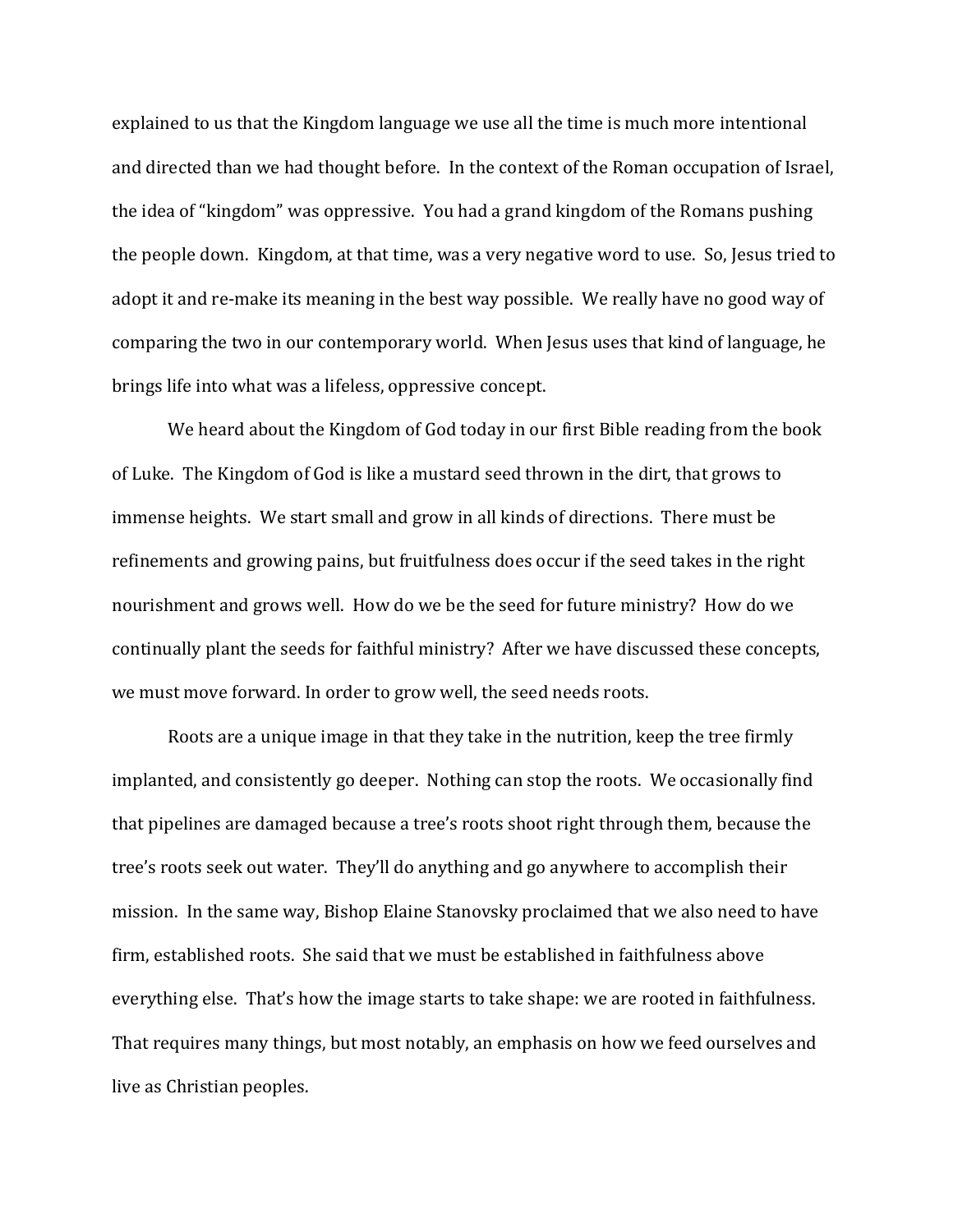explained to us that the Kingdom language we use all the time is much more intentional and directed than we had thought before. In the context of the Roman occupation of Israel, the idea of "kingdom" was oppressive. You had a grand kingdom of the Romans pushing the people down. Kingdom, at that time, was a very negative word to use. So, Jesus tried to adopt it and re-make its meaning in the best way possible. We really have no good way of comparing the two in our contemporary world. When Jesus uses that kind of language, he brings life into what was a lifeless, oppressive concept.

We heard about the Kingdom of God today in our first Bible reading from the book of Luke. The Kingdom of God is like a mustard seed thrown in the dirt, that grows to immense heights. We start small and grow in all kinds of directions. There must be refinements and growing pains, but fruitfulness does occur if the seed takes in the right nourishment and grows well. How do we be the seed for future ministry? How do we continually plant the seeds for faithful ministry? After we have discussed these concepts, we must move forward. In order to grow well, the seed needs roots.

Roots are a unique image in that they take in the nutrition, keep the tree firmly implanted, and consistently go deeper. Nothing can stop the roots. We occasionally find that pipelines are damaged because a tree's roots shoot right through them, because the tree's roots seek out water. They'll do anything and go anywhere to accomplish their mission. In the same way, Bishop Elaine Stanovsky proclaimed that we also need to have firm, established roots. She said that we must be established in faithfulness above everything else. That's how the image starts to take shape: we are rooted in faithfulness. That requires many things, but most notably, an emphasis on how we feed ourselves and live as Christian peoples.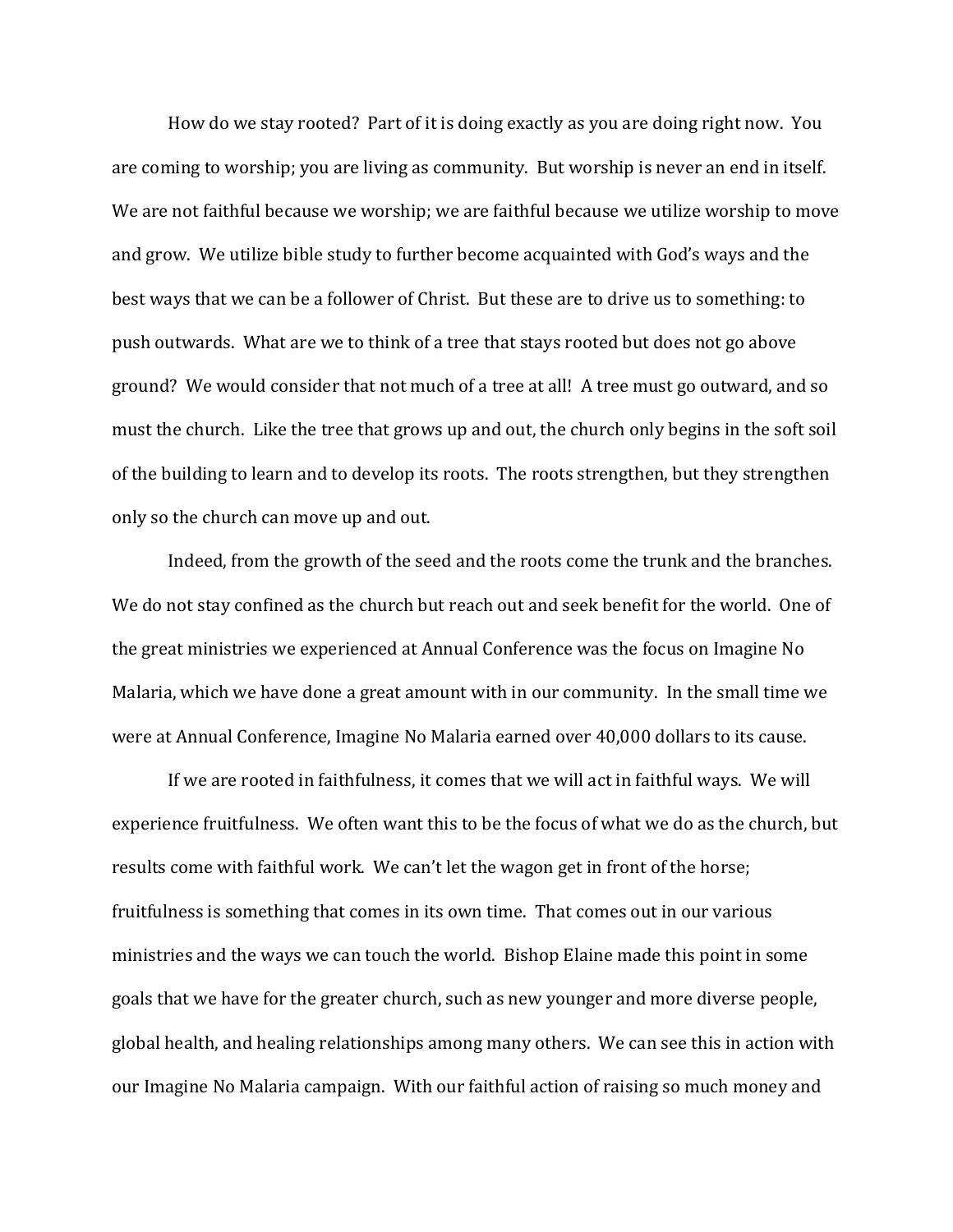How do we stay rooted? Part of it is doing exactly as you are doing right now. You are coming to worship; you are living as community. But worship is never an end in itself. We are not faithful because we worship; we are faithful because we utilize worship to move and grow. We utilize bible study to further become acquainted with God's ways and the best ways that we can be a follower of Christ. But these are to drive us to something: to push outwards. What are we to think of a tree that stays rooted but does not go above ground? We would consider that not much of a tree at all! A tree must go outward, and so must the church. Like the tree that grows up and out, the church only begins in the soft soil of the building to learn and to develop its roots. The roots strengthen, but they strengthen only so the church can move up and out.

Indeed, from the growth of the seed and the roots come the trunk and the branches. We do not stay confined as the church but reach out and seek benefit for the world. One of the great ministries we experienced at Annual Conference was the focus on Imagine No Malaria, which we have done a great amount with in our community. In the small time we were at Annual Conference, Imagine No Malaria earned over 40,000 dollars to its cause.

If we are rooted in faithfulness, it comes that we will act in faithful ways. We will experience fruitfulness. We often want this to be the focus of what we do as the church, but results come with faithful work. We can't let the wagon get in front of the horse; fruitfulness is something that comes in its own time. That comes out in our various ministries and the ways we can touch the world. Bishop Elaine made this point in some goals that we have for the greater church, such as new younger and more diverse people, global health, and healing relationships among many others. We can see this in action with our Imagine No Malaria campaign. With our faithful action of raising so much money and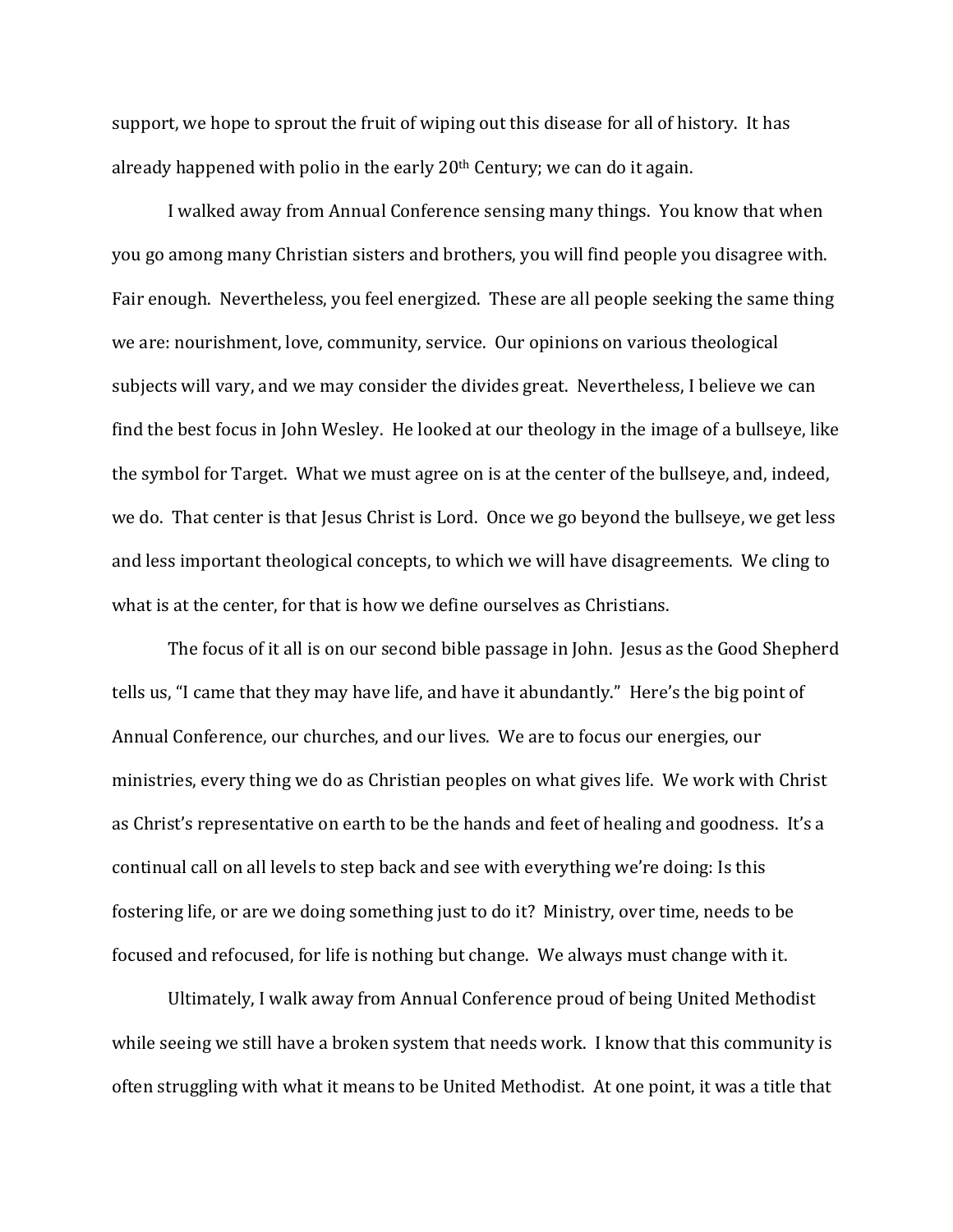support, we hope to sprout the fruit of wiping out this disease for all of history. It has already happened with polio in the early 20th Century; we can do it again.

I walked away from Annual Conference sensing many things. You know that when you go among many Christian sisters and brothers, you will find people you disagree with. Fair enough. Nevertheless, you feel energized. These are all people seeking the same thing we are: nourishment, love, community, service. Our opinions on various theological subjects will vary, and we may consider the divides great. Nevertheless, I believe we can find the best focus in John Wesley. He looked at our theology in the image of a bullseye, like the symbol for Target. What we must agree on is at the center of the bullseye, and, indeed, we do. That center is that Jesus Christ is Lord. Once we go beyond the bullseye, we get less and less important theological concepts, to which we will have disagreements. We cling to what is at the center, for that is how we define ourselves as Christians.

The focus of it all is on our second bible passage in John. Jesus as the Good Shepherd tells us, "I came that they may have life, and have it abundantly." Here's the big point of Annual Conference, our churches, and our lives. We are to focus our energies, our ministries, every thing we do as Christian peoples on what gives life. We work with Christ as Christ's representative on earth to be the hands and feet of healing and goodness. It's a continual call on all levels to step back and see with everything we're doing: Is this fostering life, or are we doing something just to do it? Ministry, over time, needs to be focused and refocused, for life is nothing but change. We always must change with it.

Ultimately, I walk away from Annual Conference proud of being United Methodist while seeing we still have a broken system that needs work. I know that this community is often struggling with what it means to be United Methodist. At one point, it was a title that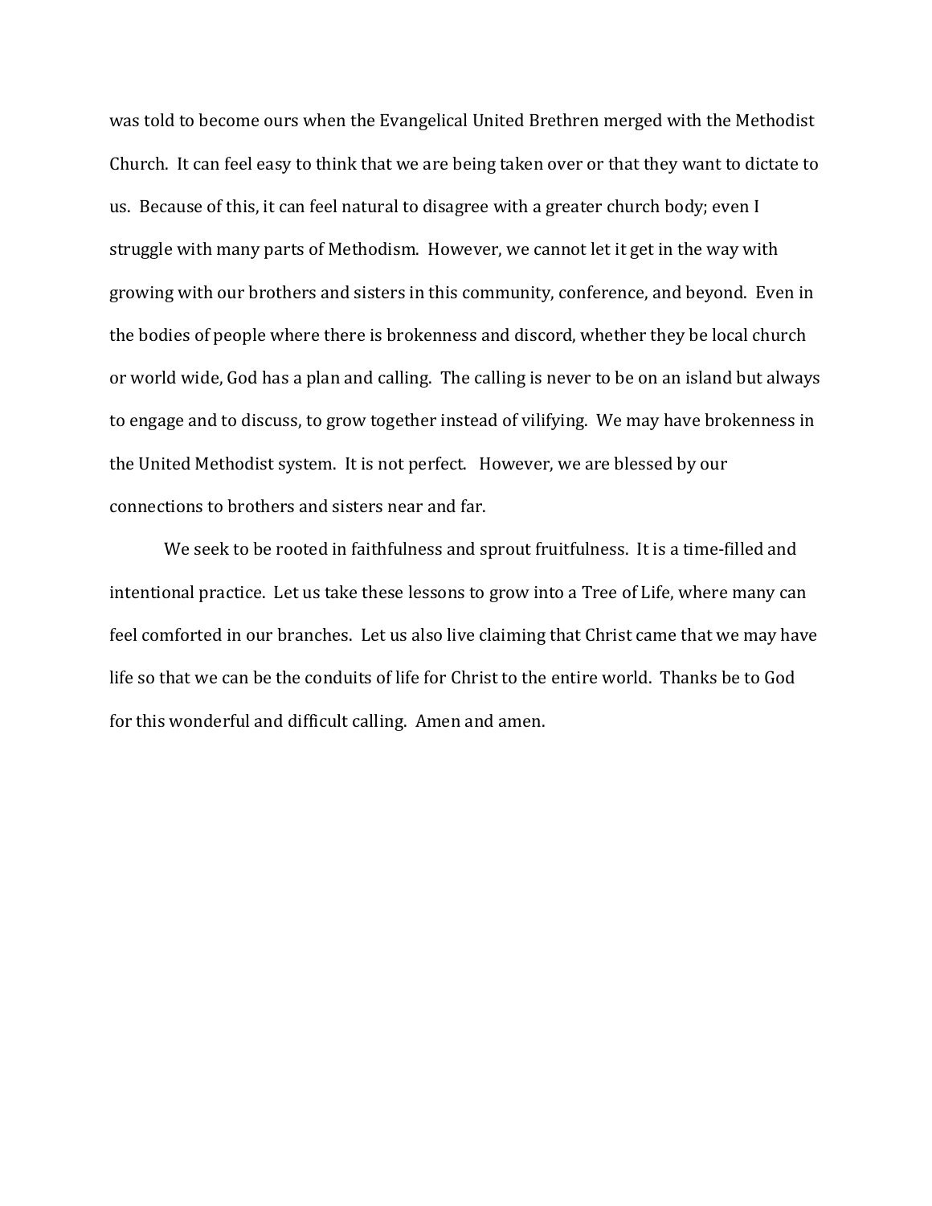was told to become ours when the Evangelical United Brethren merged with the Methodist Church. It can feel easy to think that we are being taken over or that they want to dictate to us. Because of this, it can feel natural to disagree with a greater church body; even I struggle with many parts of Methodism. However, we cannot let it get in the way with growing with our brothers and sisters in this community, conference, and beyond. Even in the bodies of people where there is brokenness and discord, whether they be local church or world wide, God has a plan and calling. The calling is never to be on an island but always to engage and to discuss, to grow together instead of vilifying. We may have brokenness in the United Methodist system. It is not perfect. However, we are blessed by our connections to brothers and sisters near and far.

We seek to be rooted in faithfulness and sprout fruitfulness. It is a time-filled and intentional practice. Let us take these lessons to grow into a Tree of Life, where many can feel comforted in our branches. Let us also live claiming that Christ came that we may have life so that we can be the conduits of life for Christ to the entire world. Thanks be to God for this wonderful and difficult calling. Amen and amen.